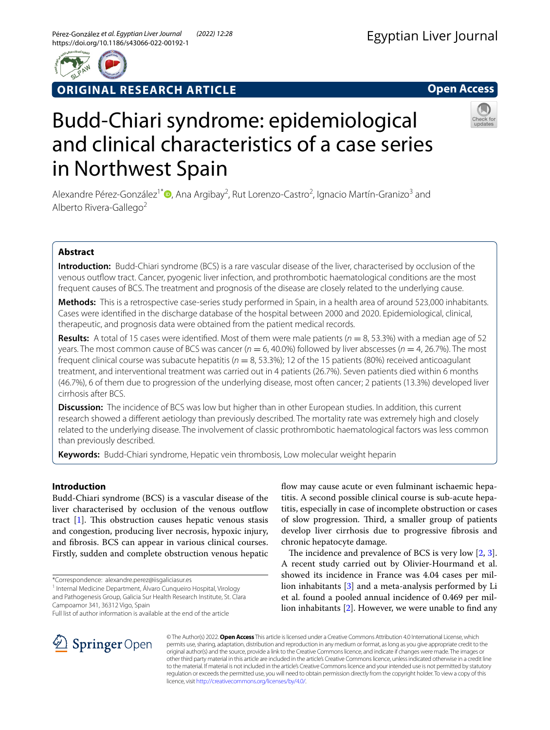ORIGINAL RESEARCH ARTICLE

Open Access

# Budd-Chiari syndrome: epidemiological and clinical characteristics of a case series in Northwest Spain

Alexandre Pérez-González[1*], Ana Argibay[2], Rut Lorenzo-Castro[2], Ignacio Martín-Granizo[3] and Alberto Rivera-Gallego[2]

## Abstract

**Introduction:** Budd-Chiari syndrome (BCS) is a rare vascular disease of the liver, characterised by occlusion of the venous outflow tract. Cancer, pyogenic liver infection, and prothrombotic haematological conditions are the most frequent causes of BCS. The treatment and prognosis of the disease are closely related to the underlying cause.

**Methods:** This is a retrospective case-series study performed in Spain, in a health area of around 523,000 inhabitants. Cases were identified in the discharge database of the hospital between 2000 and 2020. Epidemiological, clinical, therapeutic, and prognosis data were obtained from the patient medical records.

**Results:** A total of 15 cases were identified. Most of them were male patients ($n = 8$, 53.3%) with a median age of 52 years. The most common cause of BCS was cancer ($n = 6$, 40.0%) followed by liver abscesses ($n = 4$, 26.7%). The most frequent clinical course was subacute hepatitis ($n = 8$, 53.3%); 12 of the 15 patients (80%) received anticoagulant treatment, and interventional treatment was carried out in 4 patients (26.7%). Seven patients died within 6 months (46.7%), 6 of them due to progression of the underlying disease, most often cancer; 2 patients (13.3%) developed liver cirrhosis after BCS.

**Discussion:** The incidence of BCS was low but higher than in other European studies. In addition, this current research showed a different aetiology than previously described. The mortality rate was extremely high and closely related to the underlying disease. The involvement of classic prothrombotic haematological factors was less common than previously described.

**Keywords:** Budd-Chiari syndrome, Hepatic vein thrombosis, Low molecular weight heparin

## Introduction

Budd-Chiari syndrome (BCS) is a vascular disease of the liver characterised by occlusion of the venous outflow tract [1]. This obstruction causes hepatic venous stasis and congestion, producing liver necrosis, hypoxic injury, and fibrosis. BCS can appear in various clinical courses. Firstly, sudden and complete obstruction venous hepatic flow may cause acute or even fulminant ischaemic hepatitis. A second possible clinical course is sub-acute hepatitis, especially in case of incomplete obstruction or cases of slow progression. Third, a smaller group of patients develop liver cirrhosis due to progressive fibrosis and chronic hepatocyte damage.

The incidence and prevalence of BCS is very low [2, 3]. A recent study carried out by Olivier-Hourmand et al. showed its incidence in France was 4.04 cases per million inhabitants [3] and a meta-analysis performed by Li et al. found a pooled annual incidence of 0.469 per million inhabitants [2]. However, we were unable to find any

*Correspondence: alexandre.perez@iisgaliciasur.es

[1] Internal Medicine Department, Álvaro Cunqueiro Hospital, Virology and Pathogenesis Group, Galicia Sur Health Research Institute, St. Clara Campoamor 341, 36312 Vigo, Spain

Full list of author information is available at the end of the article

© The Author(s) 2022. **Open Access** This article is licensed under a Creative Commons Attribution 4.0 International License, which permits use, sharing, adaptation, distribution and reproduction in any medium or format, as long as you give appropriate credit to the original author(s) and the source, provide a link to the Creative Commons licence, and indicate if changes were made. The images or other third party material in this article are included in the article's Creative Commons licence, unless indicated otherwise in a credit line to the material. If material is not included in the article's Creative Commons licence and your intended use is not permitted by statutory regulation or exceeds the permitted use, you will need to obtain permission directly from the copyright holder. To view a copy of this licence, visit http://creativecommons.org/licenses/by/4.0/.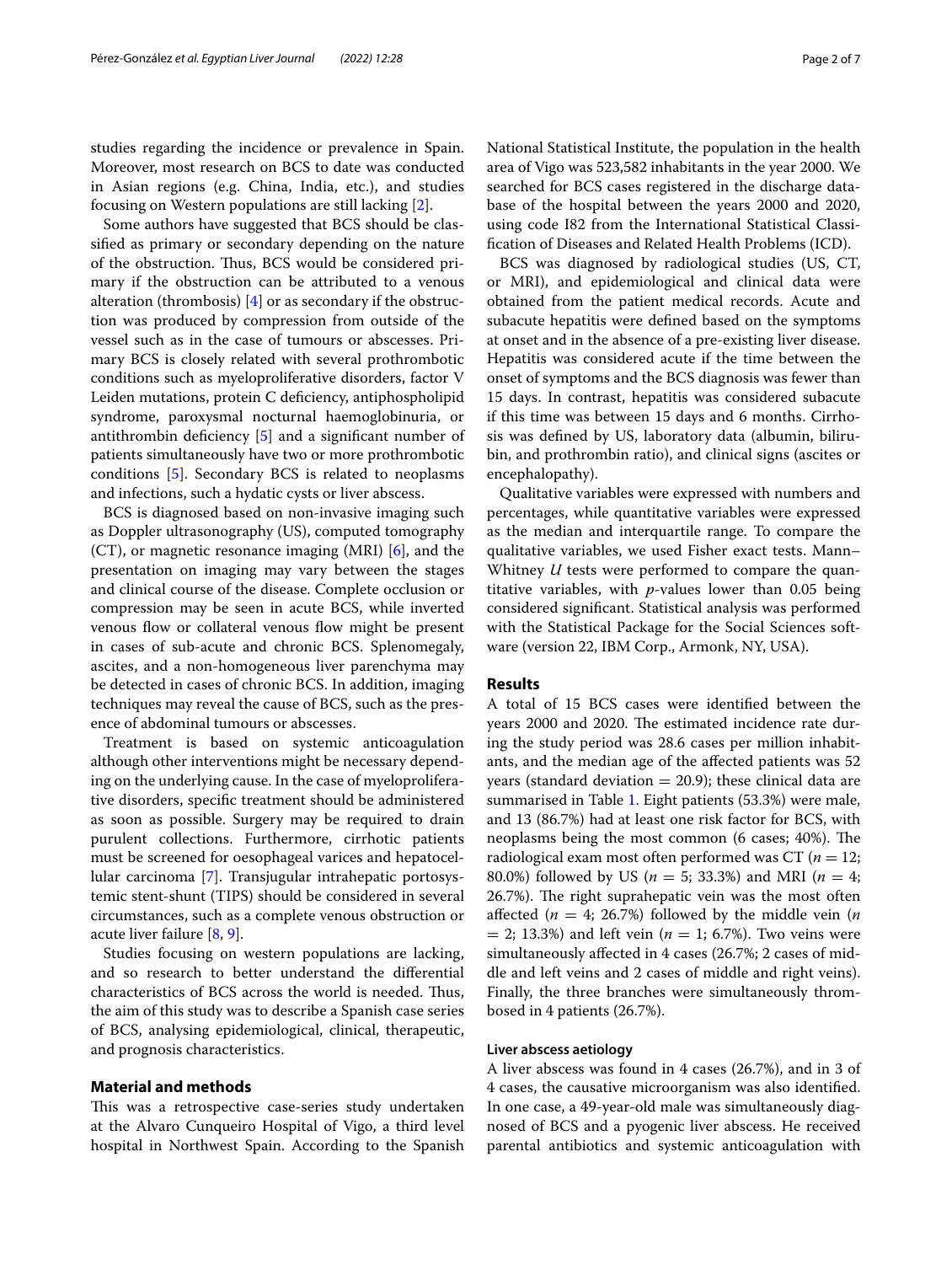studies regarding the incidence or prevalence in Spain. Moreover, most research on BCS to date was conducted in Asian regions (e.g. China, India, etc.), and studies focusing on Western populations are still lacking [2].

Some authors have suggested that BCS should be classified as primary or secondary depending on the nature of the obstruction. Thus, BCS would be considered primary if the obstruction can be attributed to a venous alteration (thrombosis) [4] or as secondary if the obstruction was produced by compression from outside of the vessel such as in the case of tumours or abscesses. Primary BCS is closely related with several prothrombotic conditions such as myeloproliferative disorders, factor V Leiden mutations, protein C deficiency, antiphospholipid syndrome, paroxysmal nocturnal haemoglobinuria, or antithrombin deficiency [5] and a significant number of patients simultaneously have two or more prothrombotic conditions [5]. Secondary BCS is related to neoplasms and infections, such a hydatic cysts or liver abscess.

BCS is diagnosed based on non-invasive imaging such as Doppler ultrasonography (US), computed tomography (CT), or magnetic resonance imaging (MRI) [6], and the presentation on imaging may vary between the stages and clinical course of the disease. Complete occlusion or compression may be seen in acute BCS, while inverted venous flow or collateral venous flow might be present in cases of sub-acute and chronic BCS. Splenomegaly, ascites, and a non-homogeneous liver parenchyma may be detected in cases of chronic BCS. In addition, imaging techniques may reveal the cause of BCS, such as the presence of abdominal tumours or abscesses.

Treatment is based on systemic anticoagulation although other interventions might be necessary depending on the underlying cause. In the case of myeloproliferative disorders, specific treatment should be administered as soon as possible. Surgery may be required to drain purulent collections. Furthermore, cirrhotic patients must be screened for oesophageal varices and hepatocellular carcinoma [7]. Transjugular intrahepatic portosystemic stent-shunt (TIPS) should be considered in several circumstances, such as a complete venous obstruction or acute liver failure [8, 9].

Studies focusing on western populations are lacking, and so research to better understand the differential characteristics of BCS across the world is needed. Thus, the aim of this study was to describe a Spanish case series of BCS, analysing epidemiological, clinical, therapeutic, and prognosis characteristics.

## Material and methods

This was a retrospective case-series study undertaken at the Alvaro Cunqueiro Hospital of Vigo, a third level hospital in Northwest Spain. According to the Spanish National Statistical Institute, the population in the health area of Vigo was 523,582 inhabitants in the year 2000. We searched for BCS cases registered in the discharge database of the hospital between the years 2000 and 2020, using code I82 from the International Statistical Classification of Diseases and Related Health Problems (ICD).

BCS was diagnosed by radiological studies (US, CT, or MRI), and epidemiological and clinical data were obtained from the patient medical records. Acute and subacute hepatitis were defined based on the symptoms at onset and in the absence of a pre-existing liver disease. Hepatitis was considered acute if the time between the onset of symptoms and the BCS diagnosis was fewer than 15 days. In contrast, hepatitis was considered subacute if this time was between 15 days and 6 months. Cirrhosis was defined by US, laboratory data (albumin, bilirubin, and prothrombin ratio), and clinical signs (ascites or encephalopathy).

Qualitative variables were expressed with numbers and percentages, while quantitative variables were expressed as the median and interquartile range. To compare the qualitative variables, we used Fisher exact tests. Mann–Whitney *U* tests were performed to compare the quantitative variables, with *p*-values lower than 0.05 being considered significant. Statistical analysis was performed with the Statistical Package for the Social Sciences software (version 22, IBM Corp., Armonk, NY, USA).

## Results

A total of 15 BCS cases were identified between the years 2000 and 2020. The estimated incidence rate during the study period was 28.6 cases per million inhabitants, and the median age of the affected patients was 52 years (standard deviation = 20.9); these clinical data are summarised in Table 1. Eight patients (53.3%) were male, and 13 (86.7%) had at least one risk factor for BCS, with neoplasms being the most common (6 cases; 40%). The radiological exam most often performed was CT ($n = 12$; 80.0%) followed by US ($n = 5$; 33.3%) and MRI ($n = 4$; 26.7%). The right suprahepatic vein was the most often affected ($n = 4$; 26.7%) followed by the middle vein ($n = 2$; 13.3%) and left vein ($n = 1$; 6.7%). Two veins were simultaneously affected in 4 cases (26.7%; 2 cases of middle and left veins and 2 cases of middle and right veins). Finally, the three branches were simultaneously thrombosed in 4 patients (26.7%).

### Liver abscess aetiology

A liver abscess was found in 4 cases (26.7%), and in 3 of 4 cases, the causative microorganism was also identified. In one case, a 49-year-old male was simultaneously diagnosed of BCS and a pyogenic liver abscess. He received parental antibiotics and systemic anticoagulation with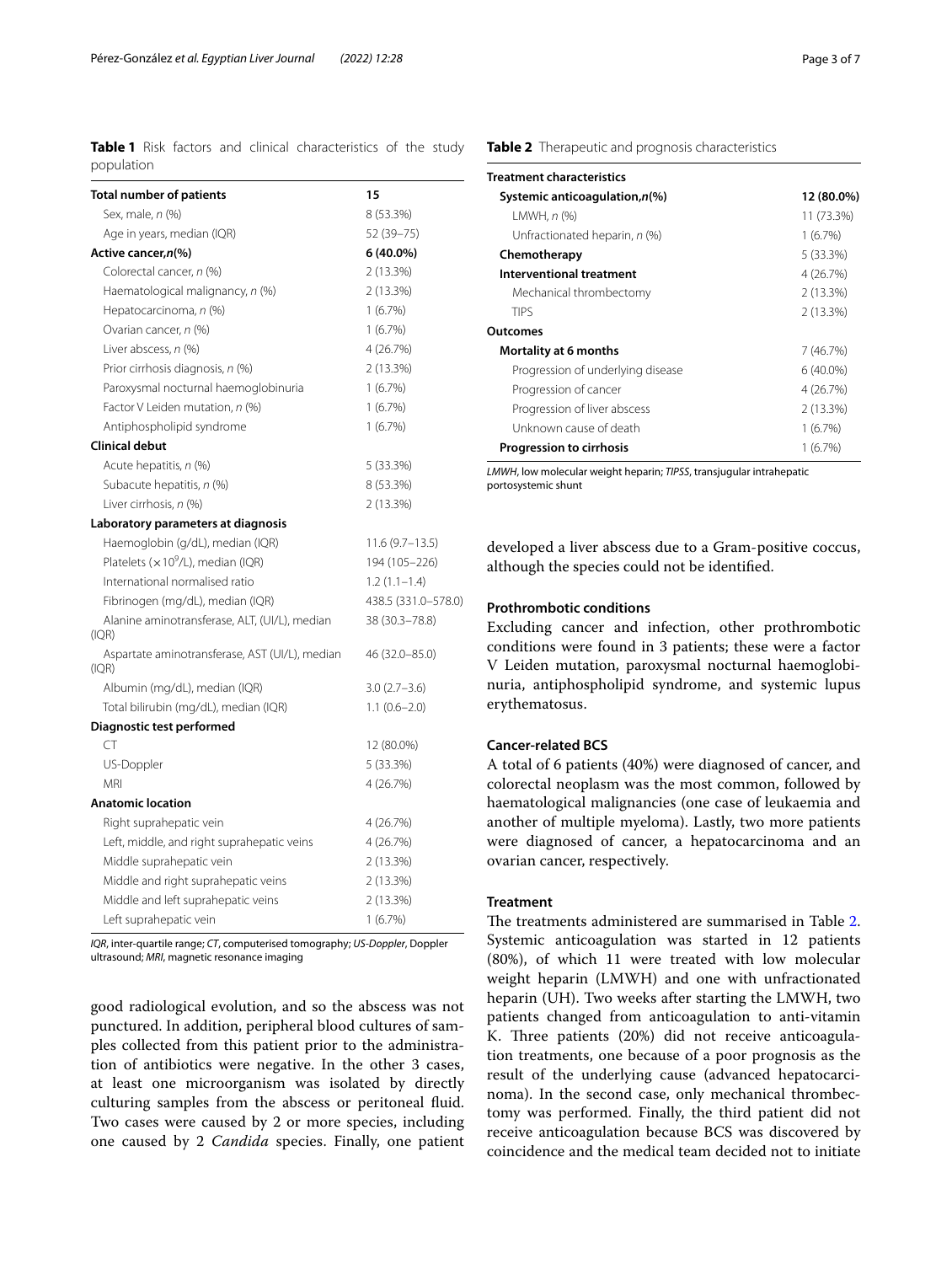**Table 1** Risk factors and clinical characteristics of the study population

| **Total number of patients** | **15** |
|---|---|
| Sex, male, *n* (%) | 8 (53.3%) |
| Age in years, median (IQR) | 52 (39–75) |
| **Active cancer,*n*(%)** | **6 (40.0%)** |
| Colorectal cancer, *n* (%) | 2 (13.3%) |
| Haematological malignancy, *n* (%) | 2 (13.3%) |
| Hepatocarcinoma, *n* (%) | 1 (6.7%) |
| Ovarian cancer, *n* (%) | 1 (6.7%) |
| Liver abscess, *n* (%) | 4 (26.7%) |
| Prior cirrhosis diagnosis, *n* (%) | 2 (13.3%) |
| Paroxysmal nocturnal haemoglobinuria | 1 (6.7%) |
| Factor V Leiden mutation, *n* (%) | 1 (6.7%) |
| Antiphospholipid syndrome | 1 (6.7%) |
| **Clinical debut** | |
| Acute hepatitis, *n* (%) | 5 (33.3%) |
| Subacute hepatitis, *n* (%) | 8 (53.3%) |
| Liver cirrhosis, *n* (%) | 2 (13.3%) |
| **Laboratory parameters at diagnosis** | |
| Haemoglobin (g/dL), median (IQR) | 11.6 (9.7–13.5) |
| Platelets ($\times 10^9$/L), median (IQR) | 194 (105–226) |
| International normalised ratio | 1.2 (1.1–1.4) |
| Fibrinogen (mg/dL), median (IQR) | 438.5 (331.0–578.0) |
| Alanine aminotransferase, ALT, (UI/L), median (IQR) | 38 (30.3–78.8) |
| Aspartate aminotransferase, AST (UI/L), median (IQR) | 46 (32.0–85.0) |
| Albumin (mg/dL), median (IQR) | 3.0 (2.7–3.6) |
| Total bilirubin (mg/dL), median (IQR) | 1.1 (0.6–2.0) |
| **Diagnostic test performed** | |
| CT | 12 (80.0%) |
| US-Doppler | 5 (33.3%) |
| MRI | 4 (26.7%) |
| **Anatomic location** | |
| Right suprahepatic vein | 4 (26.7%) |
| Left, middle, and right suprahepatic veins | 4 (26.7%) |
| Middle suprahepatic vein | 2 (13.3%) |
| Middle and right suprahepatic veins | 2 (13.3%) |
| Middle and left suprahepatic veins | 2 (13.3%) |
| Left suprahepatic vein | 1 (6.7%) |

*IQR*, inter-quartile range; *CT*, computerised tomography; *US-Doppler*, Doppler ultrasound; *MRI*, magnetic resonance imaging

good radiological evolution, and so the abscess was not punctured. In addition, peripheral blood cultures of samples collected from this patient prior to the administration of antibiotics were negative. In the other 3 cases, at least one microorganism was isolated by directly culturing samples from the abscess or peritoneal fluid. Two cases were caused by 2 or more species, including one caused by 2 *Candida* species. Finally, one patient developed a liver abscess due to a Gram-positive coccus, although the species could not be identified.

**Table 2** Therapeutic and prognosis characteristics

| **Treatment characteristics** | |
|---|---|
| **Systemic anticoagulation,*n*(%)** | **12 (80.0%)** |
| LMWH, *n* (%) | 11 (73.3%) |
| Unfractionated heparin, *n* (%) | 1 (6.7%) |
| **Chemotherapy** | 5 (33.3%) |
| **Interventional treatment** | 4 (26.7%) |
| Mechanical thrombectomy | 2 (13.3%) |
| TIPS | 2 (13.3%) |
| **Outcomes** | |
| **Mortality at 6 months** | 7 (46.7%) |
| Progression of underlying disease | 6 (40.0%) |
| Progression of cancer | 4 (26.7%) |
| Progression of liver abscess | 2 (13.3%) |
| Unknown cause of death | 1 (6.7%) |
| **Progression to cirrhosis** | 1 (6.7%) |

*LMWH*, low molecular weight heparin; *TIPSS*, transjugular intrahepatic portosystemic shunt

### Prothrombotic conditions

Excluding cancer and infection, other prothrombotic conditions were found in 3 patients; these were a factor V Leiden mutation, paroxysmal nocturnal haemoglobinuria, antiphospholipid syndrome, and systemic lupus erythematosus.

### Cancer-related BCS

A total of 6 patients (40%) were diagnosed of cancer, and colorectal neoplasm was the most common, followed by haematological malignancies (one case of leukaemia and another of multiple myeloma). Lastly, two more patients were diagnosed of cancer, a hepatocarcinoma and an ovarian cancer, respectively.

### Treatment

The treatments administered are summarised in Table 2. Systemic anticoagulation was started in 12 patients (80%), of which 11 were treated with low molecular weight heparin (LMWH) and one with unfractionated heparin (UH). Two weeks after starting the LMWH, two patients changed from anticoagulation to anti-vitamin K. Three patients (20%) did not receive anticoagulation treatments, one because of a poor prognosis as the result of the underlying cause (advanced hepatocarcinoma). In the second case, only mechanical thrombectomy was performed. Finally, the third patient did not receive anticoagulation because BCS was discovered by coincidence and the medical team decided not to initiate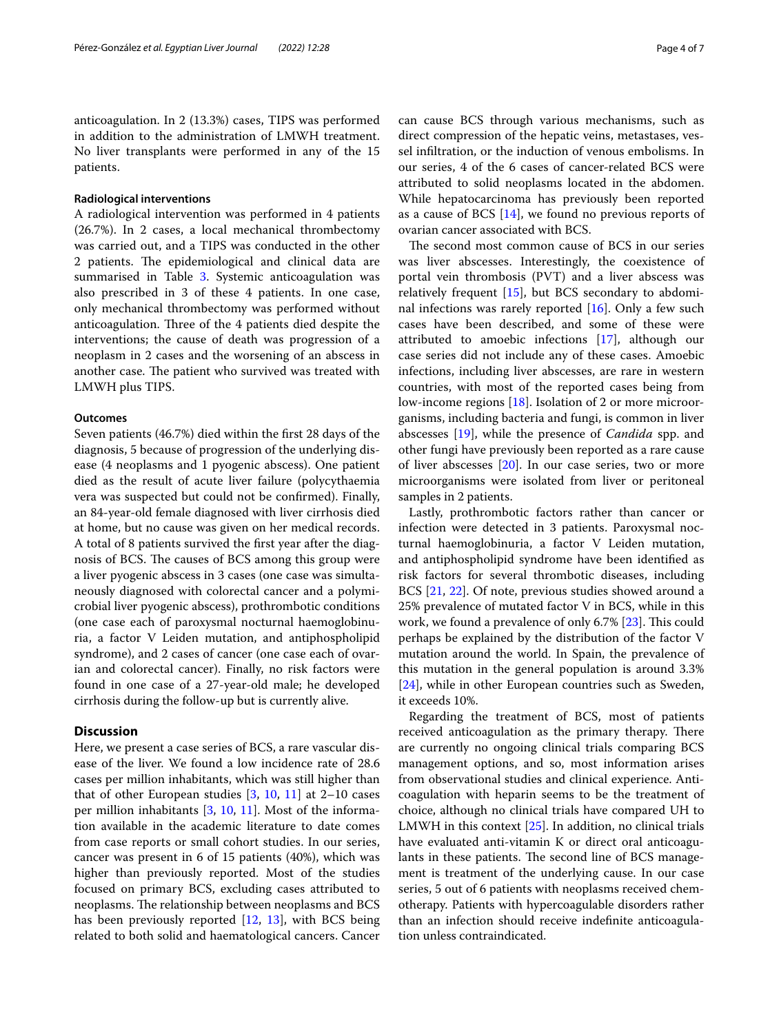anticoagulation. In 2 (13.3%) cases, TIPS was performed in addition to the administration of LMWH treatment. No liver transplants were performed in any of the 15 patients.

#### Radiological interventions

A radiological intervention was performed in 4 patients (26.7%). In 2 cases, a local mechanical thrombectomy was carried out, and a TIPS was conducted in the other 2 patients. The epidemiological and clinical data are summarised in Table 3. Systemic anticoagulation was also prescribed in 3 of these 4 patients. In one case, only mechanical thrombectomy was performed without anticoagulation. Three of the 4 patients died despite the interventions; the cause of death was progression of a neoplasm in 2 cases and the worsening of an abscess in another case. The patient who survived was treated with LMWH plus TIPS.

#### Outcomes

Seven patients (46.7%) died within the first 28 days of the diagnosis, 5 because of progression of the underlying disease (4 neoplasms and 1 pyogenic abscess). One patient died as the result of acute liver failure (polycythaemia vera was suspected but could not be confirmed). Finally, an 84-year-old female diagnosed with liver cirrhosis died at home, but no cause was given on her medical records. A total of 8 patients survived the first year after the diagnosis of BCS. The causes of BCS among this group were a liver pyogenic abscess in 3 cases (one case was simultaneously diagnosed with colorectal cancer and a polymicrobial liver pyogenic abscess), prothrombotic conditions (one case each of paroxysmal nocturnal haemoglobinuria, a factor V Leiden mutation, and antiphospholipid syndrome), and 2 cases of cancer (one case each of ovarian and colorectal cancer). Finally, no risk factors were found in one case of a 27-year-old male; he developed cirrhosis during the follow-up but is currently alive.

## Discussion

Here, we present a case series of BCS, a rare vascular disease of the liver. We found a low incidence rate of 28.6 cases per million inhabitants, which was still higher than that of other European studies [3, 10, 11] at 2–10 cases per million inhabitants [3, 10, 11]. Most of the information available in the academic literature to date comes from case reports or small cohort studies. In our series, cancer was present in 6 of 15 patients (40%), which was higher than previously reported. Most of the studies focused on primary BCS, excluding cases attributed to neoplasms. The relationship between neoplasms and BCS has been previously reported [12, 13], with BCS being related to both solid and haematological cancers. Cancer can cause BCS through various mechanisms, such as direct compression of the hepatic veins, metastases, vessel infiltration, or the induction of venous embolisms. In our series, 4 of the 6 cases of cancer-related BCS were attributed to solid neoplasms located in the abdomen. While hepatocarcinoma has previously been reported as a cause of BCS [14], we found no previous reports of ovarian cancer associated with BCS.

The second most common cause of BCS in our series was liver abscesses. Interestingly, the coexistence of portal vein thrombosis (PVT) and a liver abscess was relatively frequent [15], but BCS secondary to abdominal infections was rarely reported [16]. Only a few such cases have been described, and some of these were attributed to amoebic infections [17], although our case series did not include any of these cases. Amoebic infections, including liver abscesses, are rare in western countries, with most of the reported cases being from low-income regions [18]. Isolation of 2 or more microorganisms, including bacteria and fungi, is common in liver abscesses [19], while the presence of *Candida* spp. and other fungi have previously been reported as a rare cause of liver abscesses [20]. In our case series, two or more microorganisms were isolated from liver or peritoneal samples in 2 patients.

Lastly, prothrombotic factors rather than cancer or infection were detected in 3 patients. Paroxysmal nocturnal haemoglobinuria, a factor V Leiden mutation, and antiphospholipid syndrome have been identified as risk factors for several thrombotic diseases, including BCS [21, 22]. Of note, previous studies showed around a 25% prevalence of mutated factor V in BCS, while in this work, we found a prevalence of only 6.7% [23]. This could perhaps be explained by the distribution of the factor V mutation around the world. In Spain, the prevalence of this mutation in the general population is around 3.3% [24], while in other European countries such as Sweden, it exceeds 10%.

Regarding the treatment of BCS, most of patients received anticoagulation as the primary therapy. There are currently no ongoing clinical trials comparing BCS management options, and so, most information arises from observational studies and clinical experience. Anticoagulation with heparin seems to be the treatment of choice, although no clinical trials have compared UH to LMWH in this context [25]. In addition, no clinical trials have evaluated anti-vitamin K or direct oral anticoagulants in these patients. The second line of BCS management is treatment of the underlying cause. In our case series, 5 out of 6 patients with neoplasms received chemotherapy. Patients with hypercoagulable disorders rather than an infection should receive indefinite anticoagulation unless contraindicated.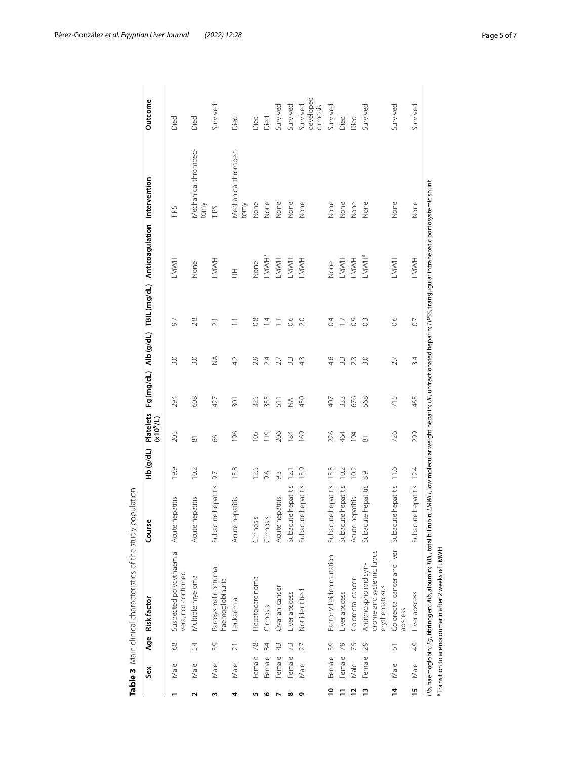**Table 3** Main clinical characteristics of the study population

| | Sex | Age | Risk factor | Course | Hb (g/dL) | Platelets (x$10^9$/L) | Fg (mg/dL) | Alb (g/dL) | TBIL (mg/dL) | Anticoagulation | Intervention | Outcome |
|---|---|---|---|---|---|---|---|---|---|---|---|---|
| **1** | Male | 68 | Suspected polycythaemia vera, not confirmed | Acute hepatitis | 19.9 | 205 | 294 | 3.0 | 9.7 | LMWH | TIPS | Died |
| **2** | Male | 54 | Multiple myeloma | Acute hepatitis | 10.2 | 81 | 608 | 3.0 | 2.8 | None | Mechanical thrombectomy | Died |
| **3** | Male | 39 | Paroxysmal nocturnal haemoglobinuria | Subacute hepatitis | 9.7 | 66 | 427 | NA | 2.1 | LMWH | TIPS | Survived |
| **4** | Male | 21 | Leukaemia | Acute hepatitis | 15.8 | 196 | 301 | 4.2 | 1.1 | UH | Mechanical thrombectomy | Died |
| **5** | Female | 78 | Hepatocarcinoma | Cirrhosis | 12.5 | 105 | 325 | 2.9 | 0.8 | None | None | Died |
| **6** | Female | 84 | Cirrhosis | Cirrhosis | 9.6 | 119 | 335 | 2.4 | 1.4 | LMWH[a] | None | Died |
| **7** | Female | 43 | Ovarian cancer | Acute hepatitis | 9.3 | 206 | 511 | 2.7 | 1.1 | LMWH | None | Survived |
| **8** | Female | 73 | Liver abscess | Subacute hepatitis | 12.1 | 184 | NA | 3.3 | 0.6 | LMWH | None | Survived |
| **9** | Male | 27 | Not identified | Subacute hepatitis | 13.9 | 169 | 450 | 4.3 | 2.0 | LMWH | None | Survived, developed cirrhosis |
| **10** | Female | 39 | Factor V Leiden mutation | Subacute hepatitis | 13.5 | 226 | 407 | 4.6 | 0.4 | None | None | Survived |
| **11** | Female | 79 | Liver abscess | Subacute hepatitis | 10.2 | 464 | 333 | 3.3 | 1.7 | LMWH | None | Died |
| **12** | Male | 75 | Colorectal cancer | Acute hepatitis | 10.2 | 194 | 676 | 2.3 | 0.9 | LMWH | None | Died |
| **13** | Female | 29 | Antiphospholipid syndrome and systemic lupus erythematosus | Subacute hepatitis | 8.9 | 81 | 568 | 3.0 | 0.3 | LMWH[a] | None | Survived |
| **14** | Male | 51 | Colorectal cancer and liver abscess | Subacute hepatitis | 11.6 | 726 | 715 | 2.7 | 0.6 | LMWH | None | Survived |
| **15** | Male | 49 | Liver abscess | Subacute hepatitis | 12.4 | 299 | 465 | 3.4 | 0.7 | LMWH | None | Survived |

*Hb*, haemoglobin; *Fg*, fibrinogen; *Alb*, albumin; *TBIL*, total bilirubin; *LMWH*, low molecular weight heparin; *UF*, unfractionated heparin; *TIPSS*, transjugular intrahepatic portosystemic shunt

[a] Transition to acenocoumarin after 2 weeks of LMWH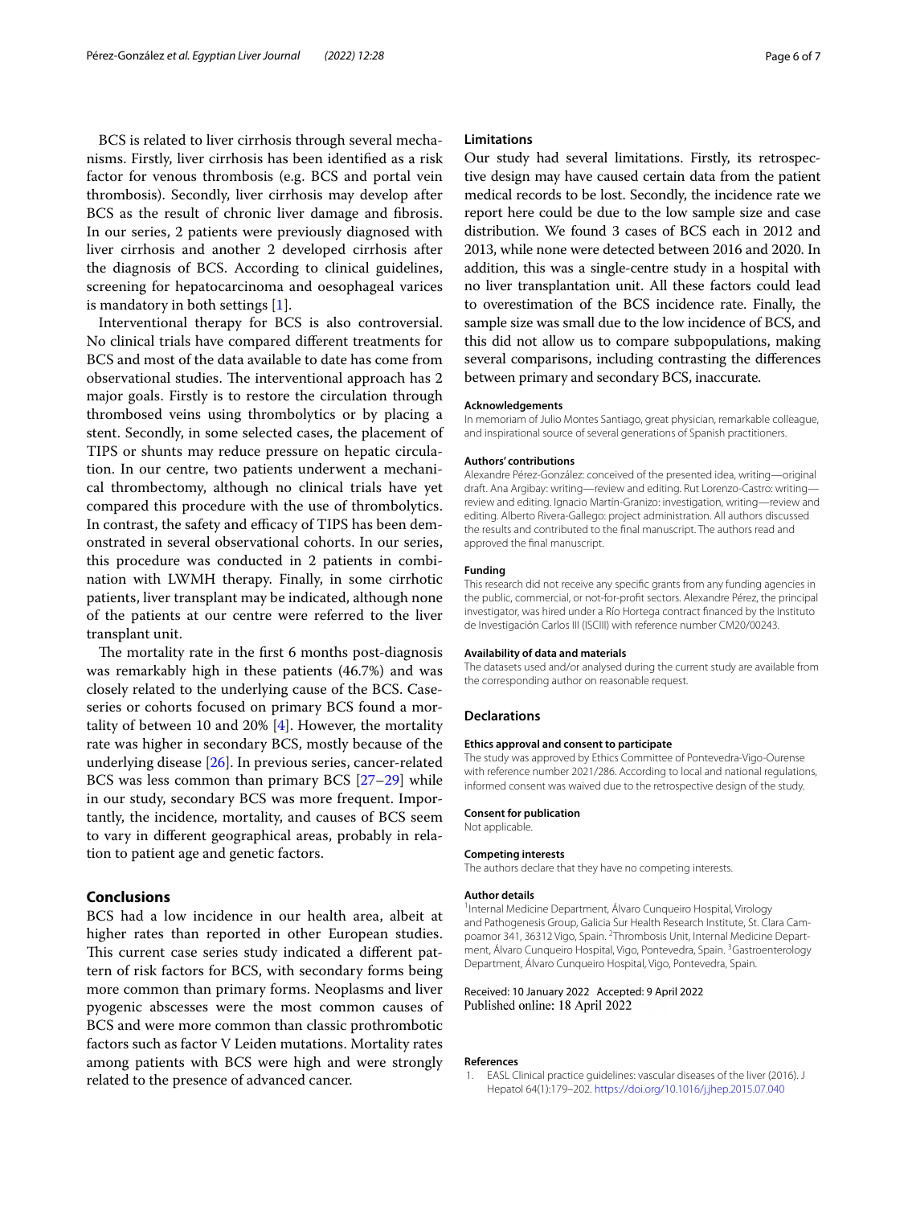BCS is related to liver cirrhosis through several mechanisms. Firstly, liver cirrhosis has been identified as a risk factor for venous thrombosis (e.g. BCS and portal vein thrombosis). Secondly, liver cirrhosis may develop after BCS as the result of chronic liver damage and fibrosis. In our series, 2 patients were previously diagnosed with liver cirrhosis and another 2 developed cirrhosis after the diagnosis of BCS. According to clinical guidelines, screening for hepatocarcinoma and oesophageal varices is mandatory in both settings [1].

Interventional therapy for BCS is also controversial. No clinical trials have compared different treatments for BCS and most of the data available to date has come from observational studies. The interventional approach has 2 major goals. Firstly is to restore the circulation through thrombosed veins using thrombolytics or by placing a stent. Secondly, in some selected cases, the placement of TIPS or shunts may reduce pressure on hepatic circulation. In our centre, two patients underwent a mechanical thrombectomy, although no clinical trials have yet compared this procedure with the use of thrombolytics. In contrast, the safety and efficacy of TIPS has been demonstrated in several observational cohorts. In our series, this procedure was conducted in 2 patients in combination with LWMH therapy. Finally, in some cirrhotic patients, liver transplant may be indicated, although none of the patients at our centre were referred to the liver transplant unit.

The mortality rate in the first 6 months post-diagnosis was remarkably high in these patients (46.7%) and was closely related to the underlying cause of the BCS. Case-series or cohorts focused on primary BCS found a mortality of between 10 and 20% [4]. However, the mortality rate was higher in secondary BCS, mostly because of the underlying disease [26]. In previous series, cancer-related BCS was less common than primary BCS [27–29] while in our study, secondary BCS was more frequent. Importantly, the incidence, mortality, and causes of BCS seem to vary in different geographical areas, probably in relation to patient age and genetic factors.

## Conclusions

BCS had a low incidence in our health area, albeit at higher rates than reported in other European studies. This current case series study indicated a different pattern of risk factors for BCS, with secondary forms being more common than primary forms. Neoplasms and liver pyogenic abscesses were the most common causes of BCS and were more common than classic prothrombotic factors such as factor V Leiden mutations. Mortality rates among patients with BCS were high and were strongly related to the presence of advanced cancer.

### Limitations

Our study had several limitations. Firstly, its retrospective design may have caused certain data from the patient medical records to be lost. Secondly, the incidence rate we report here could be due to the low sample size and case distribution. We found 3 cases of BCS each in 2012 and 2013, while none were detected between 2016 and 2020. In addition, this was a single-centre study in a hospital with no liver transplantation unit. All these factors could lead to overestimation of the BCS incidence rate. Finally, the sample size was small due to the low incidence of BCS, and this did not allow us to compare subpopulations, making several comparisons, including contrasting the differences between primary and secondary BCS, inaccurate.

#### Acknowledgements

In memoriam of Julio Montes Santiago, great physician, remarkable colleague, and inspirational source of several generations of Spanish practitioners.

#### Authors' contributions

Alexandre Pérez-González: conceived of the presented idea, writing—original draft. Ana Argibay: writing—review and editing. Rut Lorenzo-Castro: writing—review and editing. Ignacio Martín-Granizo: investigation, writing—review and editing. Alberto Rivera-Gallego: project administration. All authors discussed the results and contributed to the final manuscript. The authors read and approved the final manuscript.

#### Funding

This research did not receive any specific grants from any funding agencies in the public, commercial, or not-for-profit sectors. Alexandre Pérez, the principal investigator, was hired under a Río Hortega contract financed by the Instituto de Investigación Carlos III (ISCIII) with reference number CM20/00243.

#### Availability of data and materials

The datasets used and/or analysed during the current study are available from the corresponding author on reasonable request.

### Declarations

#### Ethics approval and consent to participate

The study was approved by Ethics Committee of Pontevedra-Vigo-Ourense with reference number 2021/286. According to local and national regulations, informed consent was waived due to the retrospective design of the study.

#### Consent for publication

Not applicable.

#### Competing interests

The authors declare that they have no competing interests.

#### Author details

[1]Internal Medicine Department, Álvaro Cunqueiro Hospital, Virology and Pathogenesis Group, Galicia Sur Health Research Institute, St. Clara Campoamor 341, 36312 Vigo, Spain. [2]Thrombosis Unit, Internal Medicine Department, Álvaro Cunqueiro Hospital, Vigo, Pontevedra, Spain. [3]Gastroenterology Department, Álvaro Cunqueiro Hospital, Vigo, Pontevedra, Spain.

Received: 10 January 2022 Accepted: 9 April 2022
Published online: 18 April 2022

#### References

1. EASL Clinical practice guidelines: vascular diseases of the liver (2016). J Hepatol 64(1):179–202. https://doi.org/10.1016/j.jhep.2015.07.040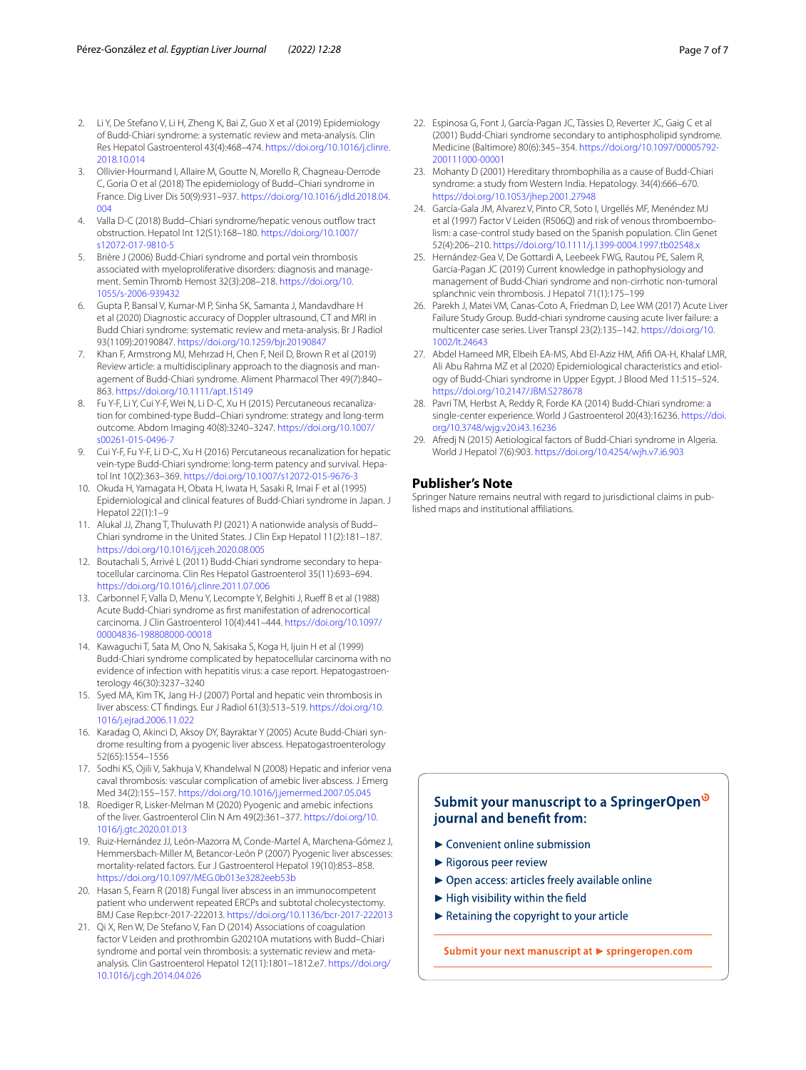2. Li Y, De Stefano V, Li H, Zheng K, Bai Z, Guo X et al (2019) Epidemiology of Budd-Chiari syndrome: a systematic review and meta-analysis. Clin Res Hepatol Gastroenterol 43(4):468–474. https://doi.org/10.1016/j.clinre.2018.10.014
3. Ollivier-Hourmand I, Allaire M, Goutte N, Morello R, Chagneau-Derrode C, Goria O et al (2018) The epidemiology of Budd–Chiari syndrome in France. Dig Liver Dis 50(9):931–937. https://doi.org/10.1016/j.dld.2018.04.004
4. Valla D-C (2018) Budd–Chiari syndrome/hepatic venous outflow tract obstruction. Hepatol Int 12(S1):168–180. https://doi.org/10.1007/s12072-017-9810-5
5. Brière J (2006) Budd-Chiari syndrome and portal vein thrombosis associated with myeloproliferative disorders: diagnosis and management. Semin Thromb Hemost 32(3):208–218. https://doi.org/10.1055/s-2006-939432
6. Gupta P, Bansal V, Kumar-M P, Sinha SK, Samanta J, Mandavdhare H et al (2020) Diagnostic accuracy of Doppler ultrasound, CT and MRI in Budd Chiari syndrome: systematic review and meta-analysis. Br J Radiol 93(1109):20190847. https://doi.org/10.1259/bjr.20190847
7. Khan F, Armstrong MJ, Mehrzad H, Chen F, Neil D, Brown R et al (2019) Review article: a multidisciplinary approach to the diagnosis and management of Budd-Chiari syndrome. Aliment Pharmacol Ther 49(7):840–863. https://doi.org/10.1111/apt.15149
8. Fu Y-F, Li Y, Cui Y-F, Wei N, Li D-C, Xu H (2015) Percutaneous recanalization for combined-type Budd–Chiari syndrome: strategy and long-term outcome. Abdom Imaging 40(8):3240–3247. https://doi.org/10.1007/s00261-015-0496-7
9. Cui Y-F, Fu Y-F, Li D-C, Xu H (2016) Percutaneous recanalization for hepatic vein-type Budd-Chiari syndrome: long-term patency and survival. Hepatol Int 10(2):363–369. https://doi.org/10.1007/s12072-015-9676-3
10. Okuda H, Yamagata H, Obata H, Iwata H, Sasaki R, Imai F et al (1995) Epidemiological and clinical features of Budd-Chiari syndrome in Japan. J Hepatol 22(1):1–9
11. Alukal JJ, Zhang T, Thuluvath PJ (2021) A nationwide analysis of Budd–Chiari syndrome in the United States. J Clin Exp Hepatol 11(2):181–187. https://doi.org/10.1016/j.jceh.2020.08.005
12. Boutachali S, Arrivé L (2011) Budd-Chiari syndrome secondary to hepatocellular carcinoma. Clin Res Hepatol Gastroenterol 35(11):693–694. https://doi.org/10.1016/j.clinre.2011.07.006
13. Carbonnel F, Valla D, Menu Y, Lecompte Y, Belghiti J, Rueff B et al (1988) Acute Budd-Chiari syndrome as first manifestation of adrenocortical carcinoma. J Clin Gastroenterol 10(4):441–444. https://doi.org/10.1097/00004836-198808000-00018
14. Kawaguchi T, Sata M, Ono N, Sakisaka S, Koga H, Ijuin H et al (1999) Budd-Chiari syndrome complicated by hepatocellular carcinoma with no evidence of infection with hepatitis virus: a case report. Hepatogastroenterology 46(30):3237–3240
15. Syed MA, Kim TK, Jang H-J (2007) Portal and hepatic vein thrombosis in liver abscess: CT findings. Eur J Radiol 61(3):513–519. https://doi.org/10.1016/j.ejrad.2006.11.022
16. Karadag O, Akinci D, Aksoy DY, Bayraktar Y (2005) Acute Budd-Chiari syndrome resulting from a pyogenic liver abscess. Hepatogastroenterology 52(65):1554–1556
17. Sodhi KS, Ojili V, Sakhuja V, Khandelwal N (2008) Hepatic and inferior vena caval thrombosis: vascular complication of amebic liver abscess. J Emerg Med 34(2):155–157. https://doi.org/10.1016/j.jemermed.2007.05.045
18. Roediger R, Lisker-Melman M (2020) Pyogenic and amebic infections of the liver. Gastroenterol Clin N Am 49(2):361–377. https://doi.org/10.1016/j.gtc.2020.01.013
19. Ruiz-Hernández JJ, León-Mazorra M, Conde-Martel A, Marchena-Gómez J, Hemmersbach-Miller M, Betancor-León P (2007) Pyogenic liver abscesses: mortality-related factors. Eur J Gastroenterol Hepatol 19(10):853–858. https://doi.org/10.1097/MEG.0b013e3282eeb53b
20. Hasan S, Fearn R (2018) Fungal liver abscess in an immunocompetent patient who underwent repeated ERCPs and subtotal cholecystectomy. BMJ Case Rep:bcr-2017-222013. https://doi.org/10.1136/bcr-2017-222013
21. Qi X, Ren W, De Stefano V, Fan D (2014) Associations of coagulation factor V Leiden and prothrombin G20210A mutations with Budd–Chiari syndrome and portal vein thrombosis: a systematic review and meta-analysis. Clin Gastroenterol Hepatol 12(11):1801–1812.e7. https://doi.org/10.1016/j.cgh.2014.04.026
22. Espinosa G, Font J, García-Pagan JC, Tàssies D, Reverter JC, Gaig C et al (2001) Budd-Chiari syndrome secondary to antiphospholipid syndrome. Medicine (Baltimore) 80(6):345–354. https://doi.org/10.1097/00005792-200111000-00001
23. Mohanty D (2001) Hereditary thrombophilia as a cause of Budd-Chiari syndrome: a study from Western India. Hepatology. 34(4):666–670. https://doi.org/10.1053/jhep.2001.27948
24. García-Gala JM, Alvarez V, Pinto CR, Soto I, Urgellés MF, Menéndez MJ et al (1997) Factor V Leiden (R506Q) and risk of venous thromboembolism: a case-control study based on the Spanish population. Clin Genet 52(4):206–210. https://doi.org/10.1111/j.1399-0004.1997.tb02548.x
25. Hernández-Gea V, De Gottardi A, Leebeek FWG, Rautou PE, Salem R, Garcia-Pagan JC (2019) Current knowledge in pathophysiology and management of Budd-Chiari syndrome and non-cirrhotic non-tumoral splanchnic vein thrombosis. J Hepatol 71(1):175–199
26. Parekh J, Matei VM, Canas-Coto A, Friedman D, Lee WM (2017) Acute Liver Failure Study Group. Budd-chiari syndrome causing acute liver failure: a multicenter case series. Liver Transpl 23(2):135–142. https://doi.org/10.1002/lt.24643
27. Abdel Hameed MR, Elbeih EA-MS, Abd El-Aziz HM, Afifi OA-H, Khalaf LMR, Ali Abu Rahma MZ et al (2020) Epidemiological characteristics and etiology of Budd-Chiari syndrome in Upper Egypt. J Blood Med 11:515–524. https://doi.org/10.2147/JBM.S278678
28. Pavri TM, Herbst A, Reddy R, Forde KA (2014) Budd-Chiari syndrome: a single-center experience. World J Gastroenterol 20(43):16236. https://doi.org/10.3748/wjg.v20.i43.16236
29. Afredj N (2015) Aetiological factors of Budd-Chiari syndrome in Algeria. World J Hepatol 7(6):903. https://doi.org/10.4254/wjh.v7.i6.903

## Publisher's Note

Springer Nature remains neutral with regard to jurisdictional claims in published maps and institutional affiliations.

**Submit your manuscript to a SpringerOpen journal and benefit from:**

- ► Convenient online submission
- ► Rigorous peer review
- ► Open access: articles freely available online
- ► High visibility within the field
- ► Retaining the copyright to your article

**Submit your next manuscript at ► springeropen.com**